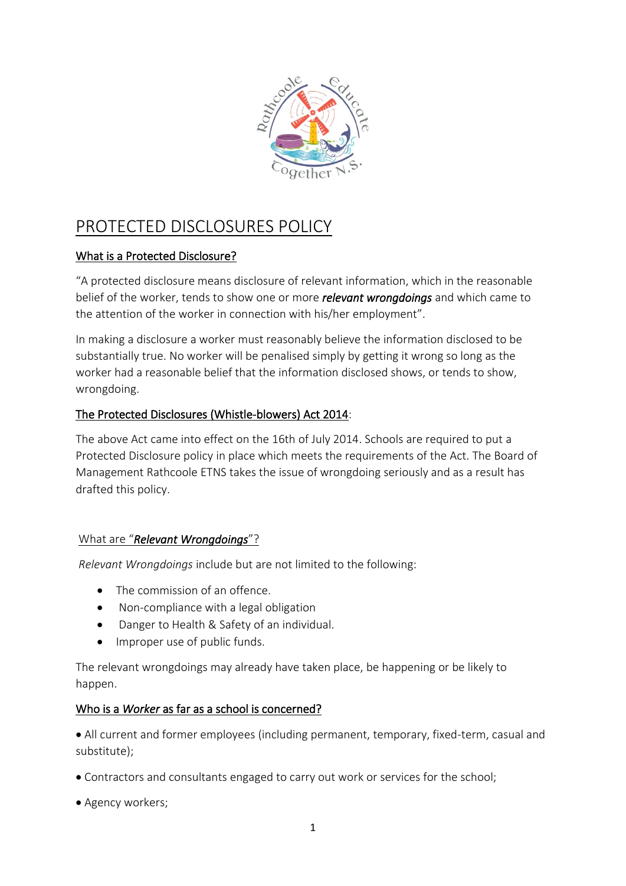# PROTECTED DISCLOSURES POLICY

## What is a Protected Disclosure?

"A protected disclosure means disclosure of relevant information, which in the reasonable belief of the worker, tends to show one or more ***relevant wrongdoings*** and which came to the attention of the worker in connection with his/her employment".

In making a disclosure a worker must reasonably believe the information disclosed to be substantially true. No worker will be penalised simply by getting it wrong so long as the worker had a reasonable belief that the information disclosed shows, or tends to show, wrongdoing.

## The Protected Disclosures (Whistle-blowers) Act 2014:

The above Act came into effect on the 16th of July 2014. Schools are required to put a Protected Disclosure policy in place which meets the requirements of the Act. The Board of Management Rathcoole ETNS takes the issue of wrongdoing seriously and as a result has drafted this policy.

## What are "*Relevant Wrongdoings*"?

*Relevant Wrongdoings* include but are not limited to the following:

- The commission of an offence.
- Non-compliance with a legal obligation
- Danger to Health & Safety of an individual.
- Improper use of public funds.

The relevant wrongdoings may already have taken place, be happening or be likely to happen.

## Who is a *Worker* as far as a school is concerned?

- All current and former employees (including permanent, temporary, fixed-term, casual and substitute);
- Contractors and consultants engaged to carry out work or services for the school;
- Agency workers;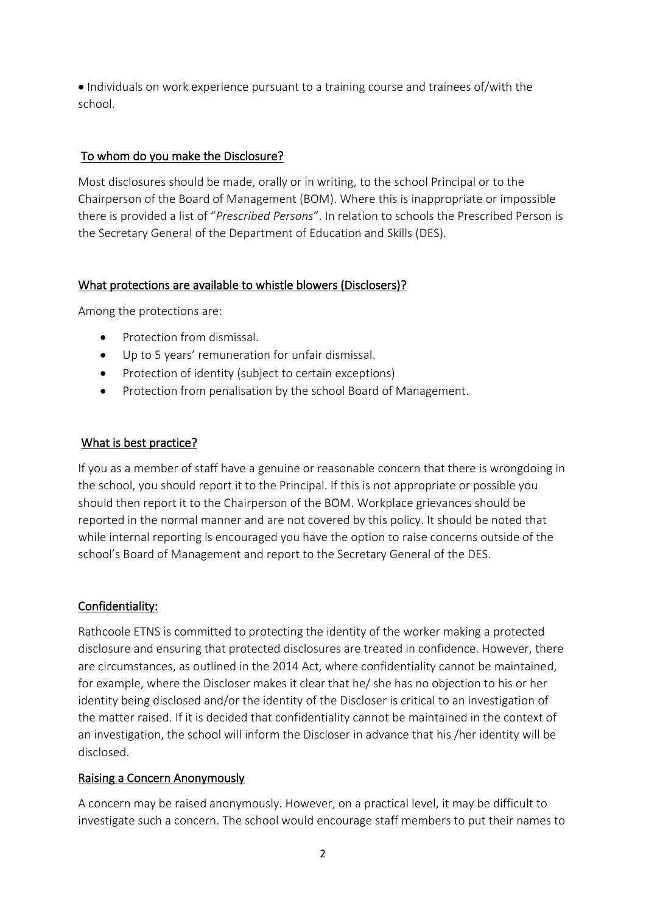- Individuals on work experience pursuant to a training course and trainees of/with the school.

## To whom do you make the Disclosure?

Most disclosures should be made, orally or in writing, to the school Principal or to the Chairperson of the Board of Management (BOM). Where this is inappropriate or impossible there is provided a list of "*Prescribed Persons*". In relation to schools the Prescribed Person is the Secretary General of the Department of Education and Skills (DES).

## What protections are available to whistle blowers (Disclosers)?

Among the protections are:

- Protection from dismissal.
- Up to 5 years' remuneration for unfair dismissal.
- Protection of identity (subject to certain exceptions)
- Protection from penalisation by the school Board of Management.

## What is best practice?

If you as a member of staff have a genuine or reasonable concern that there is wrongdoing in the school, you should report it to the Principal. If this is not appropriate or possible you should then report it to the Chairperson of the BOM. Workplace grievances should be reported in the normal manner and are not covered by this policy. It should be noted that while internal reporting is encouraged you have the option to raise concerns outside of the school's Board of Management and report to the Secretary General of the DES.

## Confidentiality:

Rathcoole ETNS is committed to protecting the identity of the worker making a protected disclosure and ensuring that protected disclosures are treated in confidence. However, there are circumstances, as outlined in the 2014 Act, where confidentiality cannot be maintained, for example, where the Discloser makes it clear that he/ she has no objection to his or her identity being disclosed and/or the identity of the Discloser is critical to an investigation of the matter raised. If it is decided that confidentiality cannot be maintained in the context of an investigation, the school will inform the Discloser in advance that his /her identity will be disclosed.

## Raising a Concern Anonymously

A concern may be raised anonymously. However, on a practical level, it may be difficult to investigate such a concern. The school would encourage staff members to put their names to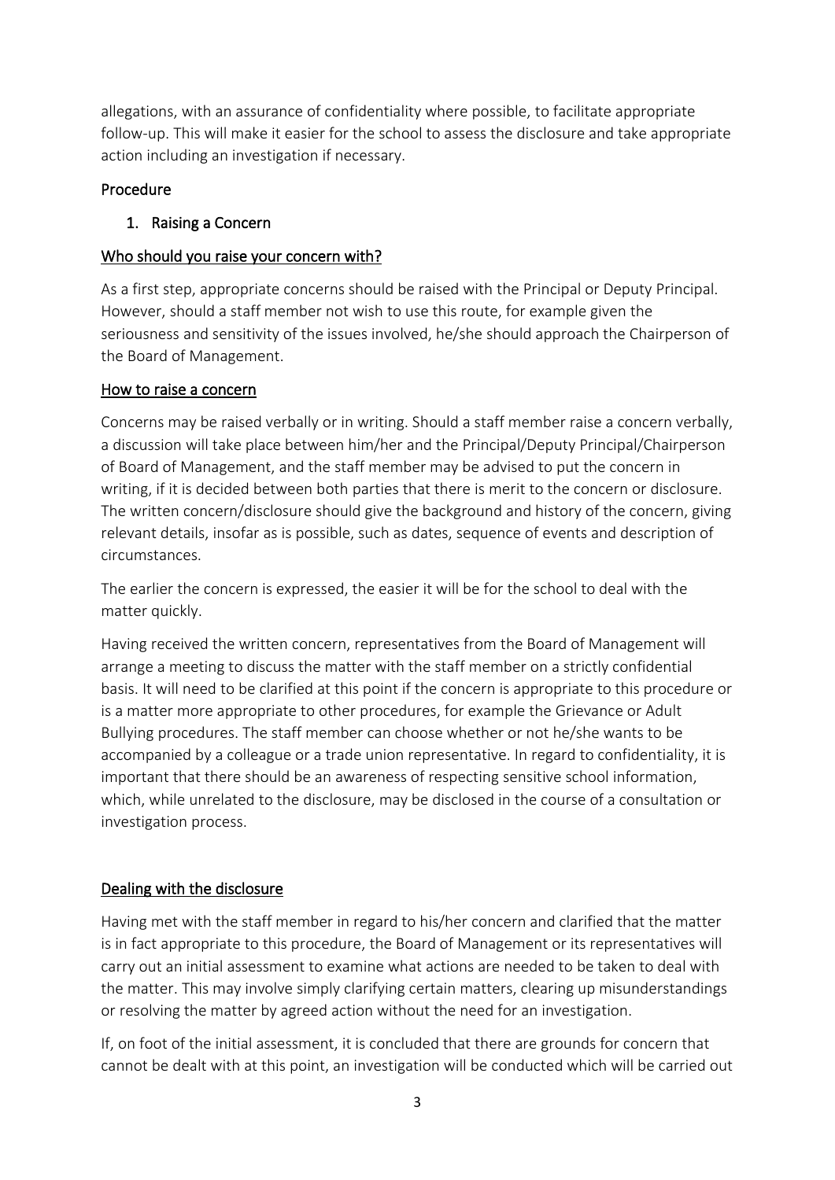allegations, with an assurance of confidentiality where possible, to facilitate appropriate follow-up. This will make it easier for the school to assess the disclosure and take appropriate action including an investigation if necessary.

## Procedure

### 1. Raising a Concern

#### Who should you raise your concern with?

As a first step, appropriate concerns should be raised with the Principal or Deputy Principal. However, should a staff member not wish to use this route, for example given the seriousness and sensitivity of the issues involved, he/she should approach the Chairperson of the Board of Management.

#### How to raise a concern

Concerns may be raised verbally or in writing. Should a staff member raise a concern verbally, a discussion will take place between him/her and the Principal/Deputy Principal/Chairperson of Board of Management, and the staff member may be advised to put the concern in writing, if it is decided between both parties that there is merit to the concern or disclosure. The written concern/disclosure should give the background and history of the concern, giving relevant details, insofar as is possible, such as dates, sequence of events and description of circumstances.

The earlier the concern is expressed, the easier it will be for the school to deal with the matter quickly.

Having received the written concern, representatives from the Board of Management will arrange a meeting to discuss the matter with the staff member on a strictly confidential basis. It will need to be clarified at this point if the concern is appropriate to this procedure or is a matter more appropriate to other procedures, for example the Grievance or Adult Bullying procedures. The staff member can choose whether or not he/she wants to be accompanied by a colleague or a trade union representative. In regard to confidentiality, it is important that there should be an awareness of respecting sensitive school information, which, while unrelated to the disclosure, may be disclosed in the course of a consultation or investigation process.

#### Dealing with the disclosure

Having met with the staff member in regard to his/her concern and clarified that the matter is in fact appropriate to this procedure, the Board of Management or its representatives will carry out an initial assessment to examine what actions are needed to be taken to deal with the matter. This may involve simply clarifying certain matters, clearing up misunderstandings or resolving the matter by agreed action without the need for an investigation.

If, on foot of the initial assessment, it is concluded that there are grounds for concern that cannot be dealt with at this point, an investigation will be conducted which will be carried out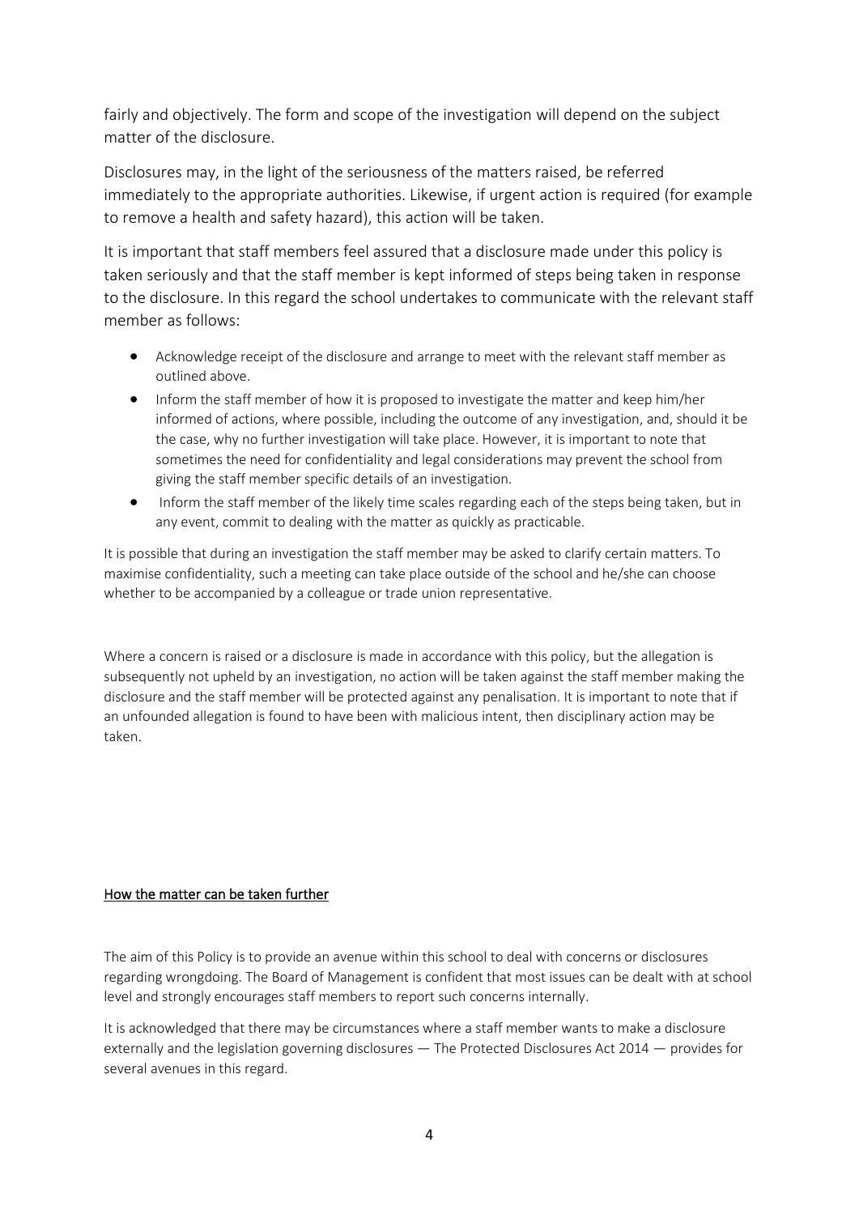fairly and objectively. The form and scope of the investigation will depend on the subject matter of the disclosure.

Disclosures may, in the light of the seriousness of the matters raised, be referred immediately to the appropriate authorities. Likewise, if urgent action is required (for example to remove a health and safety hazard), this action will be taken.

It is important that staff members feel assured that a disclosure made under this policy is taken seriously and that the staff member is kept informed of steps being taken in response to the disclosure. In this regard the school undertakes to communicate with the relevant staff member as follows:

- Acknowledge receipt of the disclosure and arrange to meet with the relevant staff member as outlined above.
- Inform the staff member of how it is proposed to investigate the matter and keep him/her informed of actions, where possible, including the outcome of any investigation, and, should it be the case, why no further investigation will take place. However, it is important to note that sometimes the need for confidentiality and legal considerations may prevent the school from giving the staff member specific details of an investigation.
- Inform the staff member of the likely time scales regarding each of the steps being taken, but in any event, commit to dealing with the matter as quickly as practicable.

It is possible that during an investigation the staff member may be asked to clarify certain matters. To maximise confidentiality, such a meeting can take place outside of the school and he/she can choose whether to be accompanied by a colleague or trade union representative.

Where a concern is raised or a disclosure is made in accordance with this policy, but the allegation is subsequently not upheld by an investigation, no action will be taken against the staff member making the disclosure and the staff member will be protected against any penalisation. It is important to note that if an unfounded allegation is found to have been with malicious intent, then disciplinary action may be taken.

## How the matter can be taken further

The aim of this Policy is to provide an avenue within this school to deal with concerns or disclosures regarding wrongdoing. The Board of Management is confident that most issues can be dealt with at school level and strongly encourages staff members to report such concerns internally.

It is acknowledged that there may be circumstances where a staff member wants to make a disclosure externally and the legislation governing disclosures — The Protected Disclosures Act 2014 — provides for several avenues in this regard.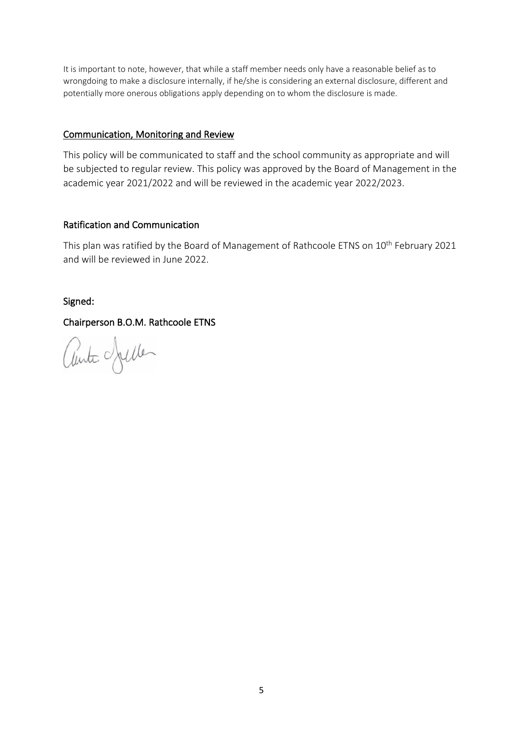It is important to note, however, that while a staff member needs only have a reasonable belief as to wrongdoing to make a disclosure internally, if he/she is considering an external disclosure, different and potentially more onerous obligations apply depending on to whom the disclosure is made.

## Communication, Monitoring and Review

This policy will be communicated to staff and the school community as appropriate and will be subjected to regular review. This policy was approved by the Board of Management in the academic year 2021/2022 and will be reviewed in the academic year 2022/2023.

## Ratification and Communication

This plan was ratified by the Board of Management of Rathcoole ETNS on 10th February 2021 and will be reviewed in June 2022.

**Signed:**

**Chairperson B.O.M. Rathcoole ETNS**